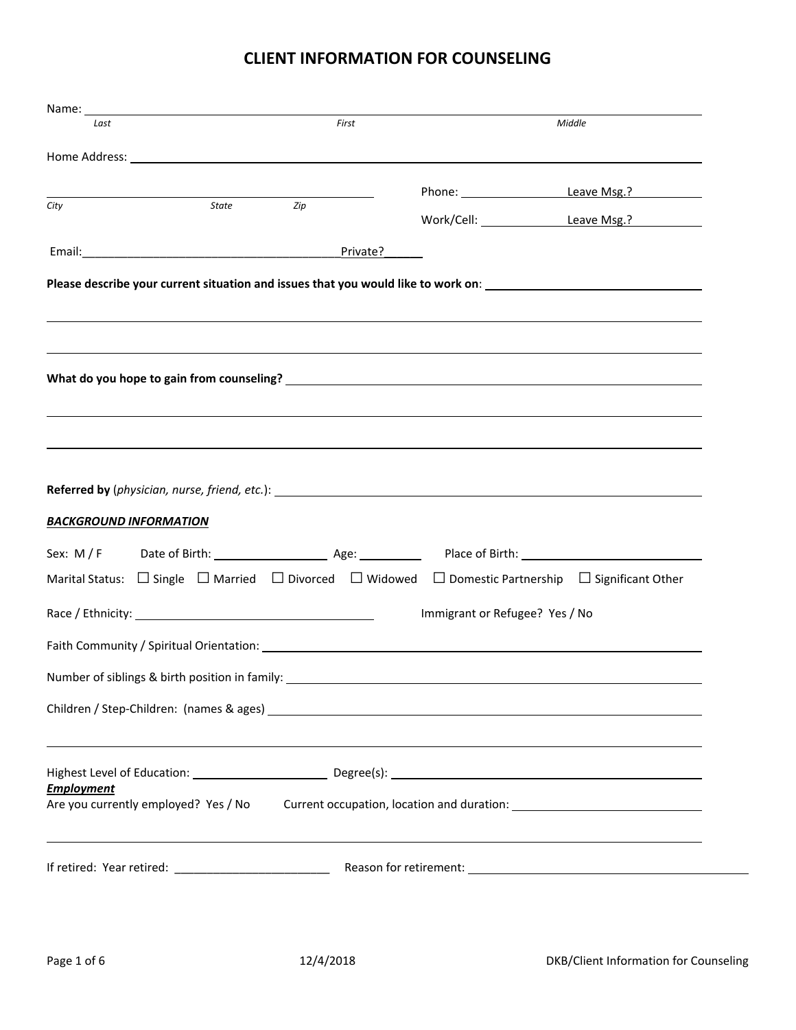# CLIENT INFORMATION FOR COUNSELING

Name: ________________________________________________________________________________
*Last* *First* *Middle*

Home Address: ________________________________________________________________________

________________________________________ Phone: ______________ Leave Msg.? __________
*City* *State* *Zip*

Work/Cell: ______________ Leave Msg.? __________

Email:________________________________________Private?______

**Please describe your current situation and issues that you would like to work on**: ________________________________

________________________________________________________________________________

________________________________________________________________________________

**What do you hope to gain from counseling?** ______________________________________________

________________________________________________________________________________

________________________________________________________________________________

**Referred by** (*physician, nurse, friend, etc.*): ______________________________________________

***BACKGROUND INFORMATION***

Sex: M / F    Date of Birth: ________________ Age: __________    Place of Birth: ________________________

Marital Status: ☐ Single ☐ Married ☐ Divorced ☐ Widowed ☐ Domestic Partnership ☐ Significant Other

Race / Ethnicity: ________________________________    Immigrant or Refugee? Yes / No

Faith Community / Spiritual Orientation: ____________________________________________________

Number of siblings & birth position in family: _______________________________________________

Children / Step-Children: (names & ages) ___________________________________________________

________________________________________________________________________________

Highest Level of Education: __________________ Degree(s): ____________________________________

***Employment***

Are you currently employed? Yes / No    Current occupation, location and duration: ________________________

________________________________________________________________________________

If retired: Year retired: ________________________    Reason for retirement: ________________________________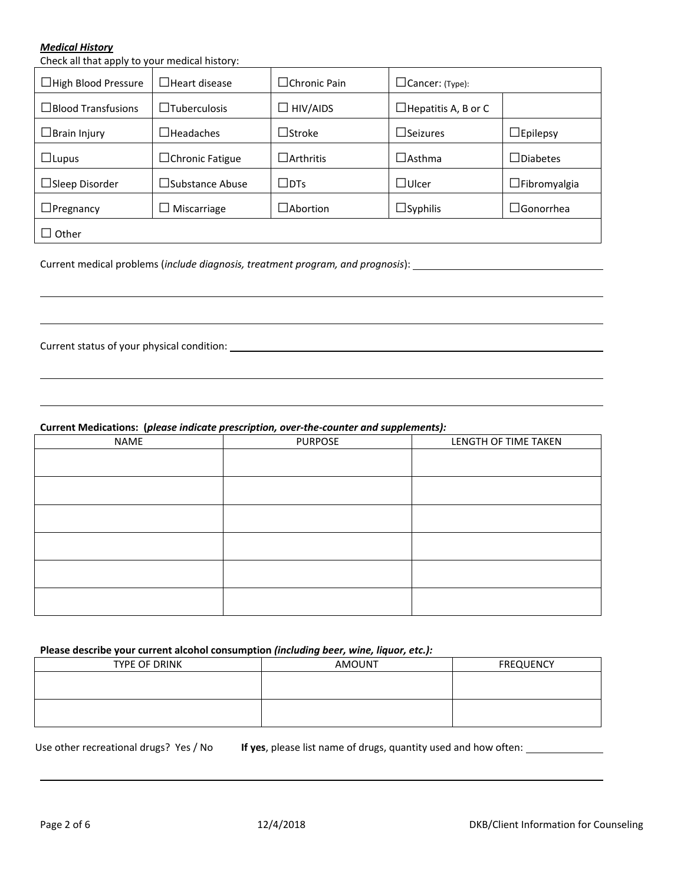***Medical History***

Check all that apply to your medical history:

| | | | | |
|---|---|---|---|---|
| ☐High Blood Pressure | ☐Heart disease | ☐Chronic Pain | ☐Cancer: (Type): | |
| ☐Blood Transfusions | ☐Tuberculosis | ☐ HIV/AIDS | ☐Hepatitis A, B or C | |
| ☐Brain Injury | ☐Headaches | ☐Stroke | ☐Seizures | ☐Epilepsy |
| ☐Lupus | ☐Chronic Fatigue | ☐Arthritis | ☐Asthma | ☐Diabetes |
| ☐Sleep Disorder | ☐Substance Abuse | ☐DTs | ☐Ulcer | ☐Fibromyalgia |
| ☐Pregnancy | ☐ Miscarriage | ☐Abortion | ☐Syphilis | ☐Gonorrhea |
| ☐ Other | | | | |

Current medical problems (*include diagnosis, treatment program, and prognosis*): ____________________

____________________

____________________

Current status of your physical condition: ____________________

____________________

____________________

**Current Medications: (*please indicate prescription, over-the-counter and supplements):***

| NAME | PURPOSE | LENGTH OF TIME TAKEN |
|---|---|---|
| | | |
| | | |
| | | |
| | | |
| | | |
| | | |

**Please describe your current alcohol consumption *(including beer, wine, liquor, etc.):***

| TYPE OF DRINK | AMOUNT | FREQUENCY |
|---|---|---|
| | | |
| | | |

Use other recreational drugs? Yes / No **If yes**, please list name of drugs, quantity used and how often: ____________

____________________

12/4/2018 DKB/Client Information for Counseling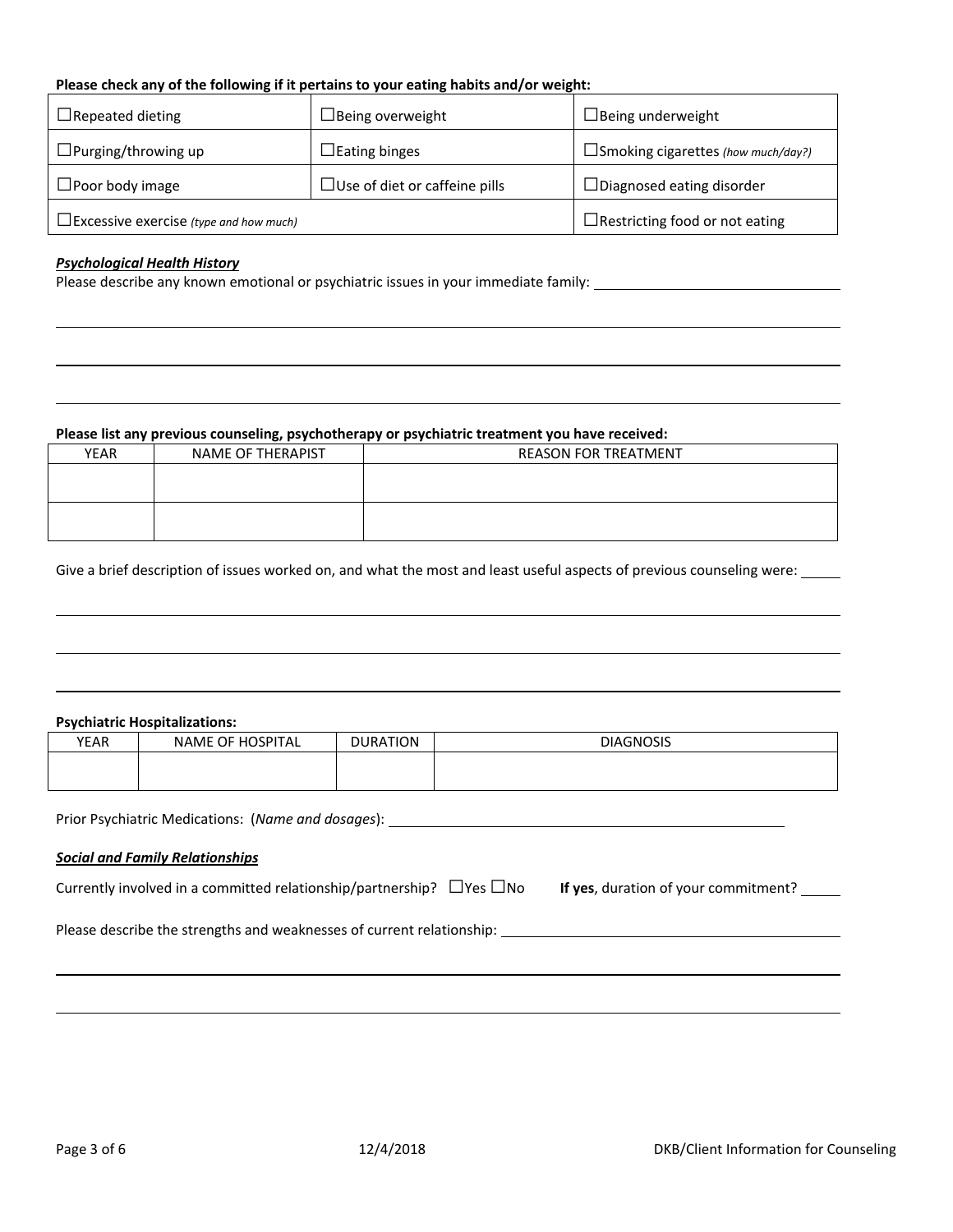**Please check any of the following if it pertains to your eating habits and/or weight:**

| | | |
|---|---|---|
| ☐Repeated dieting | ☐Being overweight | ☐Being underweight |
| ☐Purging/throwing up | ☐Eating binges | ☐Smoking cigarettes *(how much/day?)* |
| ☐Poor body image | ☐Use of diet or caffeine pills | ☐Diagnosed eating disorder |
| ☐Excessive exercise *(type and how much)* | | ☐Restricting food or not eating |

***Psychological Health History***

Please describe any known emotional or psychiatric issues in your immediate family: ______________________________

_____________________________________________________________________________________

_____________________________________________________________________________________

_____________________________________________________________________________________

**Please list any previous counseling, psychotherapy or psychiatric treatment you have received:**

| YEAR | NAME OF THERAPIST | REASON FOR TREATMENT |
|---|---|---|
| | | |
| | | |

Give a brief description of issues worked on, and what the most and least useful aspects of previous counseling were: _____

_____________________________________________________________________________________

_____________________________________________________________________________________

_____________________________________________________________________________________

**Psychiatric Hospitalizations:**

| YEAR | NAME OF HOSPITAL | DURATION | DIAGNOSIS |
|---|---|---|---|
| | | | |

Prior Psychiatric Medications: (*Name and dosages*): ______________________________________________

***Social and Family Relationships***

Currently involved in a committed relationship/partnership? ☐Yes ☐No **If yes**, duration of your commitment? _____

Please describe the strengths and weaknesses of current relationship: ______________________________________

_____________________________________________________________________________________

_____________________________________________________________________________________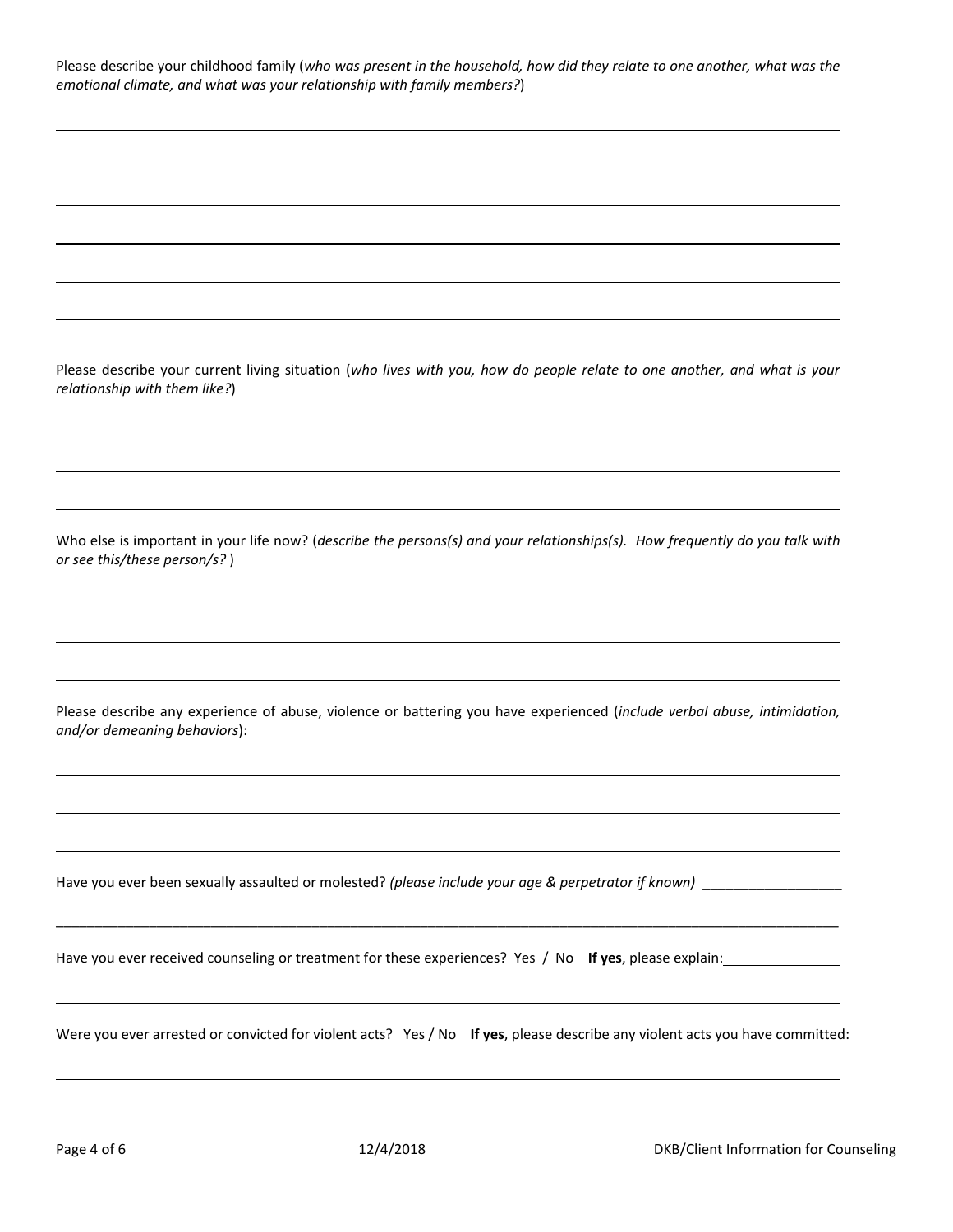Please describe your childhood family (*who was present in the household, how did they relate to one another, what was the emotional climate, and what was your relationship with family members?*)

______________________________________________________________________________________

______________________________________________________________________________________

______________________________________________________________________________________

______________________________________________________________________________________

______________________________________________________________________________________

______________________________________________________________________________________

Please describe your current living situation (*who lives with you, how do people relate to one another, and what is your relationship with them like?*)

______________________________________________________________________________________

______________________________________________________________________________________

______________________________________________________________________________________

Who else is important in your life now? (*describe the persons(s) and your relationships(s). How frequently do you talk with or see this/these person/s?* )

______________________________________________________________________________________

______________________________________________________________________________________

______________________________________________________________________________________

Please describe any experience of abuse, violence or battering you have experienced (*include verbal abuse, intimidation, and/or demeaning behaviors*):

______________________________________________________________________________________

______________________________________________________________________________________

______________________________________________________________________________________

Have you ever been sexually assaulted or molested? *(please include your age & perpetrator if known)* __________________

______________________________________________________________________________________

Have you ever received counseling or treatment for these experiences? Yes / No **If yes**, please explain:_______________

______________________________________________________________________________________

Were you ever arrested or convicted for violent acts? Yes / No **If yes**, please describe any violent acts you have committed:

______________________________________________________________________________________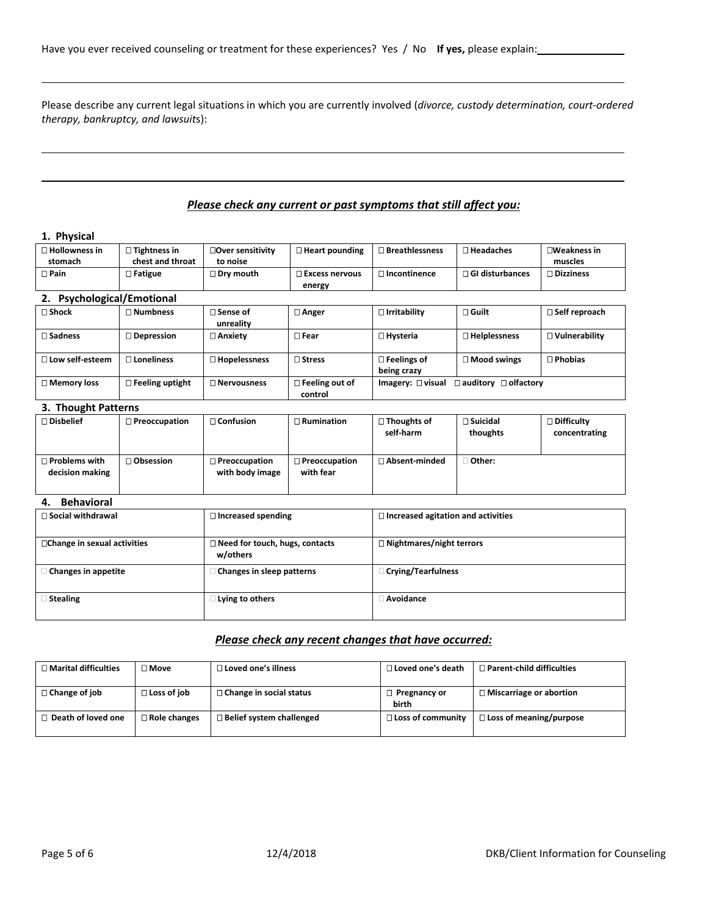Have you ever received counseling or treatment for these experiences? Yes / No **If yes,** please explain:\_\_\_\_\_\_\_\_\_\_\_\_\_\_\_

\_\_\_\_\_\_\_\_\_\_\_\_\_\_\_\_\_\_\_\_\_\_\_\_\_\_\_\_\_\_\_\_\_\_\_\_\_\_\_\_\_\_\_\_\_\_\_\_\_\_\_\_\_\_\_\_\_\_\_\_\_\_\_\_\_\_\_\_\_\_\_\_\_\_\_\_\_\_

Please describe any current legal situations in which you are currently involved (*divorce, custody determination, court-ordered therapy, bankruptcy, and lawsuits*):

\_\_\_\_\_\_\_\_\_\_\_\_\_\_\_\_\_\_\_\_\_\_\_\_\_\_\_\_\_\_\_\_\_\_\_\_\_\_\_\_\_\_\_\_\_\_\_\_\_\_\_\_\_\_\_\_\_\_\_\_\_\_\_\_\_\_\_\_\_\_\_\_\_\_\_\_\_\_

\_\_\_\_\_\_\_\_\_\_\_\_\_\_\_\_\_\_\_\_\_\_\_\_\_\_\_\_\_\_\_\_\_\_\_\_\_\_\_\_\_\_\_\_\_\_\_\_\_\_\_\_\_\_\_\_\_\_\_\_\_\_\_\_\_\_\_\_\_\_\_\_\_\_\_\_\_\_

## ***Please check any current or past symptoms that still affect you:***

### 1. Physical

| | | | | | | |
|---|---|---|---|---|---|---|
| ☐ **Hollowness in stomach** | ☐ **Tightness in chest and throat** | ☐ **Over sensitivity to noise** | ☐ **Heart pounding** | ☐ **Breathlessness** | ☐ **Headaches** | ☐ **Weakness in muscles** |
| ☐ **Pain** | ☐ **Fatigue** | ☐ **Dry mouth** | ☐ **Excess nervous energy** | ☐ **Incontinence** | ☐ **GI disturbances** | ☐ **Dizziness** |

### 2. Psychological/Emotional

| | | | | | | |
|---|---|---|---|---|---|---|
| ☐ **Shock** | ☐ **Numbness** | ☐ **Sense of unreality** | ☐ **Anger** | ☐ **Irritability** | ☐ **Guilt** | ☐ **Self reproach** |
| ☐ **Sadness** | ☐ **Depression** | ☐ **Anxiety** | ☐ **Fear** | ☐ **Hysteria** | ☐ **Helplessness** | ☐ **Vulnerability** |
| ☐ **Low self-esteem** | ☐ **Loneliness** | ☐ **Hopelessness** | ☐ **Stress** | ☐ **Feelings of being crazy** | ☐ **Mood swings** | ☐ **Phobias** |
| ☐ **Memory loss** | ☐ **Feeling uptight** | ☐ **Nervousness** | ☐ **Feeling out of control** | **Imagery:** ☐ **visual** ☐ **auditory** ☐ **olfactory** | | |

### 3. Thought Patterns

| | | | | | | |
|---|---|---|---|---|---|---|
| ☐ **Disbelief** | ☐ **Preoccupation** | ☐ **Confusion** | ☐ **Rumination** | ☐ **Thoughts of self-harm** | ☐ **Suicidal thoughts** | ☐ **Difficulty concentrating** |
| ☐ **Problems with decision making** | ☐ **Obsession** | ☐ **Preoccupation with body image** | ☐ **Preoccupation with fear** | ☐ **Absent-minded** | ☐ **Other:** | |

### 4. Behavioral

| | | |
|---|---|---|
| ☐ **Social withdrawal** | ☐ **Increased spending** | ☐ **Increased agitation and activities** |
| ☐ **Change in sexual activities** | ☐ **Need for touch, hugs, contacts w/others** | ☐ **Nightmares/night terrors** |
| ☐ **Changes in appetite** | ☐ **Changes in sleep patterns** | ☐ **Crying/Tearfulness** |
| ☐ **Stealing** | ☐ **Lying to others** | ☐ **Avoidance** |

## ***Please check any recent changes that have occurred:***

| | | | | |
|---|---|---|---|---|
| ☐ **Marital difficulties** | ☐ **Move** | ☐ **Loved one's illness** | ☐ **Loved one's death** | ☐ **Parent-child difficulties** |
| ☐ **Change of job** | ☐ **Loss of job** | ☐ **Change in social status** | ☐ **Pregnancy or birth** | ☐ **Miscarriage or abortion** |
| ☐ **Death of loved one** | ☐ **Role changes** | ☐ **Belief system challenged** | ☐ **Loss of community** | ☐ **Loss of meaning/purpose** |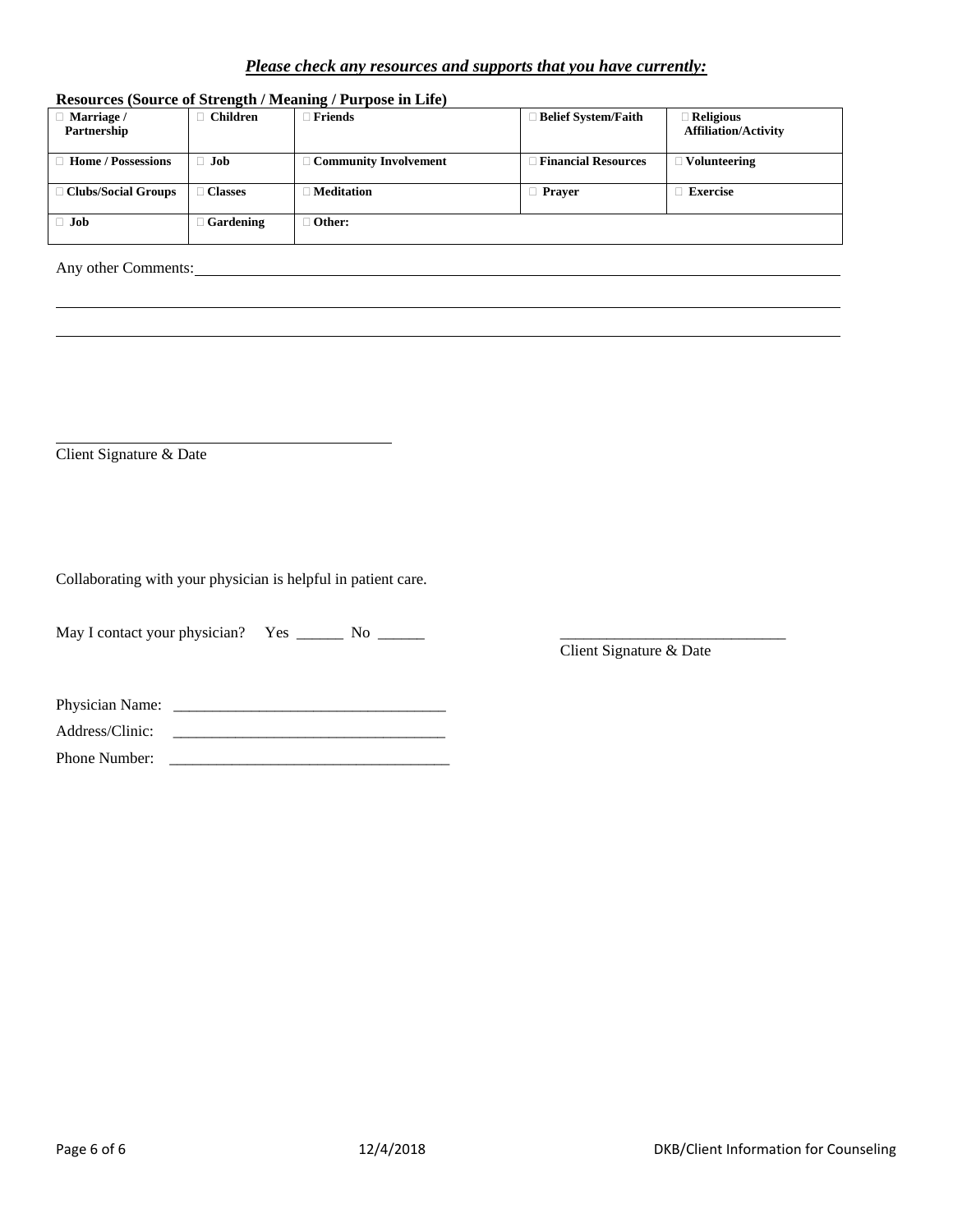***Please check any resources and supports that you have currently:***

**Resources (Source of Strength / Meaning / Purpose in Life)**

| | | | | |
|---|---|---|---|---|
| □ **Marriage / Partnership** | □ **Children** | □ **Friends** | □ **Belief System/Faith** | □ **Religious Affiliation/Activity** |
| □ **Home / Possessions** | □ **Job** | □ **Community Involvement** | □ **Financial Resources** | □ **Volunteering** |
| □ **Clubs/Social Groups** | □ **Classes** | □ **Meditation** | □ **Prayer** | □ **Exercise** |
| □ **Job** | □ **Gardening** | □ **Other:** | | |

Any other Comments:\_\_\_\_\_\_\_\_\_\_\_\_\_\_\_\_\_\_\_\_\_\_\_\_\_\_\_\_\_\_\_\_\_\_\_\_\_\_\_\_\_\_\_\_\_\_\_\_\_\_\_\_\_\_\_\_

\_\_\_\_\_\_\_\_\_\_\_\_\_\_\_\_\_\_\_\_\_\_\_\_\_\_\_\_\_\_\_\_\_\_\_\_\_\_\_\_\_\_\_\_\_\_\_\_\_\_\_\_\_\_\_\_\_\_\_\_\_\_\_\_\_\_\_\_\_\_\_\_\_\_

\_\_\_\_\_\_\_\_\_\_\_\_\_\_\_\_\_\_\_\_\_\_\_\_\_\_\_\_\_\_\_\_\_\_\_\_\_\_\_\_\_\_\_\_\_\_\_\_\_\_\_\_\_\_\_\_\_\_\_\_\_\_\_\_\_\_\_\_\_\_\_\_\_\_

\_\_\_\_\_\_\_\_\_\_\_\_\_\_\_\_\_\_\_\_\_\_\_\_\_\_\_\_\_\_\_\_\_\_\_\_\_\_
Client Signature & Date

Collaborating with your physician is helpful in patient care.

May I contact your physician? Yes \_\_\_\_\_\_ No \_\_\_\_\_\_

\_\_\_\_\_\_\_\_\_\_\_\_\_\_\_\_\_\_\_\_\_\_\_\_\_\_\_\_\_
Client Signature & Date

Physician Name: \_\_\_\_\_\_\_\_\_\_\_\_\_\_\_\_\_\_\_\_\_\_\_\_\_\_\_\_\_\_\_\_\_\_\_

Address/Clinic: \_\_\_\_\_\_\_\_\_\_\_\_\_\_\_\_\_\_\_\_\_\_\_\_\_\_\_\_\_\_\_\_\_\_\_

Phone Number: \_\_\_\_\_\_\_\_\_\_\_\_\_\_\_\_\_\_\_\_\_\_\_\_\_\_\_\_\_\_\_\_\_\_\_\_